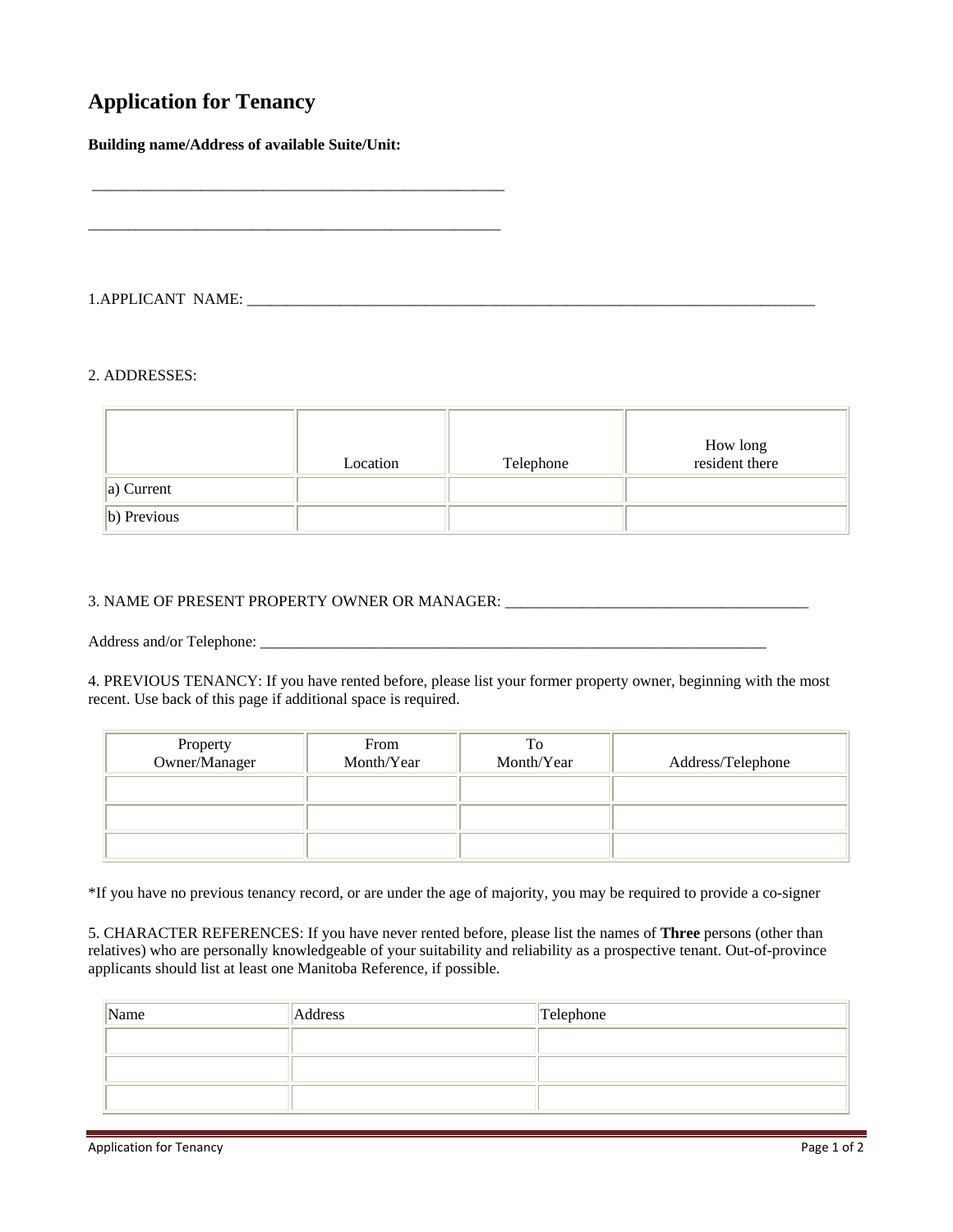# Application for Tenancy

**Building name/Address of available Suite/Unit:**

______________________________________________________

______________________________________________________

1.APPLICANT NAME: ___________________________________________________________________________

2. ADDRESSES:

| | Location | Telephone | How long resident there |
|---|---|---|---|
| a) Current | | | |
| b) Previous | | | |

3. NAME OF PRESENT PROPERTY OWNER OR MANAGER: ________________________________________

Address and/or Telephone: ___________________________________________________________________

4. PREVIOUS TENANCY: If you have rented before, please list your former property owner, beginning with the most recent. Use back of this page if additional space is required.

| Property Owner/Manager | From Month/Year | To Month/Year | Address/Telephone |
|---|---|---|---|
| | | | |
| | | | |
| | | | |

*If you have no previous tenancy record, or are under the age of majority, you may be required to provide a co-signer

5. CHARACTER REFERENCES: If you have never rented before, please list the names of **Three** persons (other than relatives) who are personally knowledgeable of your suitability and reliability as a prospective tenant. Out-of-province applicants should list at least one Manitoba Reference, if possible.

| Name | Address | Telephone |
|---|---|---|
| | | |
| | | |
| | | |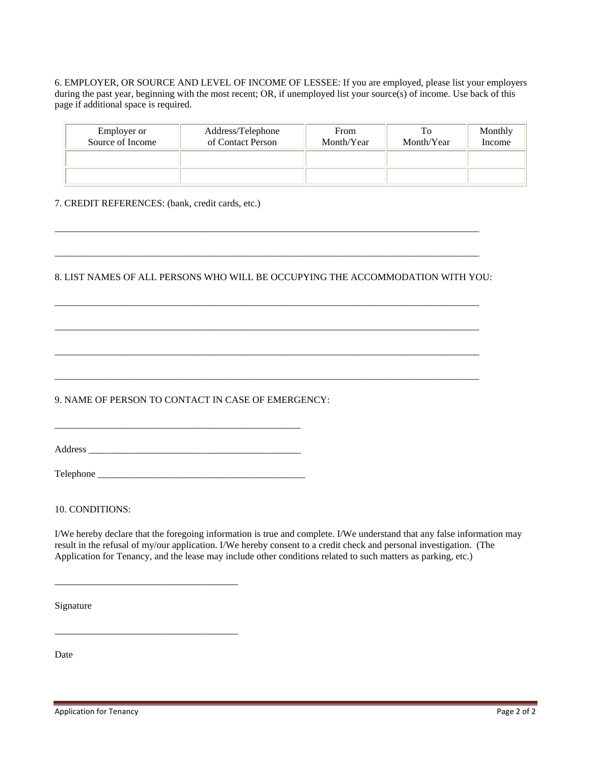6. EMPLOYER, OR SOURCE AND LEVEL OF INCOME OF LESSEE: If you are employed, please list your employers during the past year, beginning with the most recent; OR, if unemployed list your source(s) of income. Use back of this page if additional space is required.

| Employer or Source of Income | Address/Telephone of Contact Person | From Month/Year | To Month/Year | Monthly Income |
|---|---|---|---|---|
| | | | | |
| | | | | |

7. CREDIT REFERENCES: (bank, credit cards, etc.)

_______________________________________________________________________________________

_______________________________________________________________________________________

8. LIST NAMES OF ALL PERSONS WHO WILL BE OCCUPYING THE ACCOMMODATION WITH YOU:

_______________________________________________________________________________________

_______________________________________________________________________________________

_______________________________________________________________________________________

_______________________________________________________________________________________

9. NAME OF PERSON TO CONTACT IN CASE OF EMERGENCY:

___________________________________________________

Address ____________________________________________

Telephone ___________________________________________

10. CONDITIONS:

I/We hereby declare that the foregoing information is true and complete. I/We understand that any false information may result in the refusal of my/our application. I/We hereby consent to a credit check and personal investigation. (The Application for Tenancy, and the lease may include other conditions related to such matters as parking, etc.)

______________________________________

Signature

______________________________________

Date